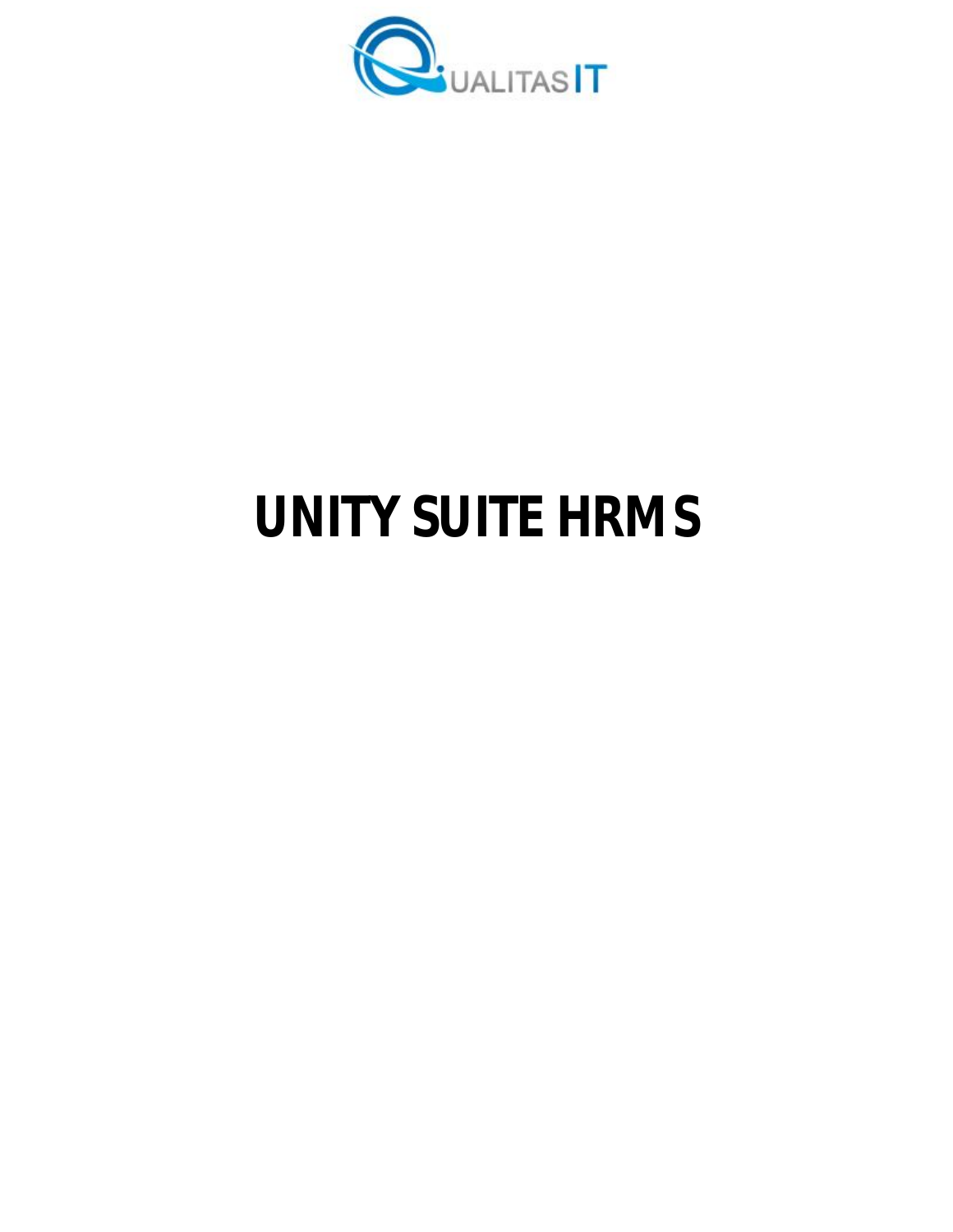QUALITAS IT

# UNITY SUITE HRMS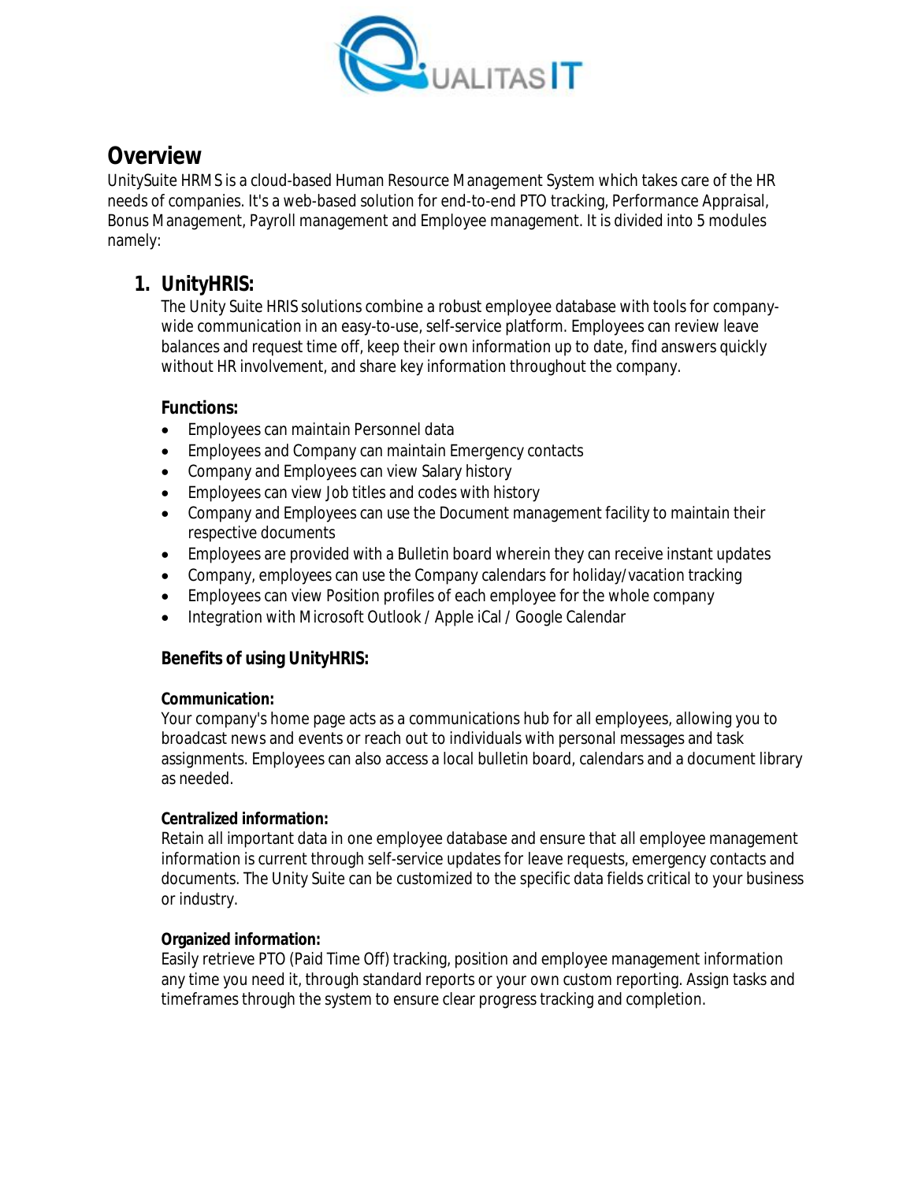# Overview

UnitySuite HRMS is a cloud-based Human Resource Management System which takes care of the HR needs of companies. It's a web-based solution for end-to-end PTO tracking, Performance Appraisal, Bonus Management, Payroll management and Employee management. It is divided into 5 modules namely:

## 1. UnityHRIS:

The Unity Suite HRIS solutions combine a robust employee database with tools for company-wide communication in an easy-to-use, self-service platform. Employees can review leave balances and request time off, keep their own information up to date, find answers quickly without HR involvement, and share key information throughout the company.

**Functions:**

- Employees can maintain Personnel data
- Employees and Company can maintain Emergency contacts
- Company and Employees can view Salary history
- Employees can view Job titles and codes with history
- Company and Employees can use the Document management facility to maintain their respective documents
- Employees are provided with a Bulletin board wherein they can receive instant updates
- Company, employees can use the Company calendars for holiday/vacation tracking
- Employees can view Position profiles of each employee for the whole company
- Integration with Microsoft Outlook / Apple iCal / Google Calendar

**Benefits of using UnityHRIS:**

**Communication:**
Your company's home page acts as a communications hub for all employees, allowing you to broadcast news and events or reach out to individuals with personal messages and task assignments. Employees can also access a local bulletin board, calendars and a document library as needed.

**Centralized information:**
Retain all important data in one employee database and ensure that all employee management information is current through self-service updates for leave requests, emergency contacts and documents. The Unity Suite can be customized to the specific data fields critical to your business or industry.

**Organized information:**
Easily retrieve PTO (Paid Time Off) tracking, position and employee management information any time you need it, through standard reports or your own custom reporting. Assign tasks and timeframes through the system to ensure clear progress tracking and completion.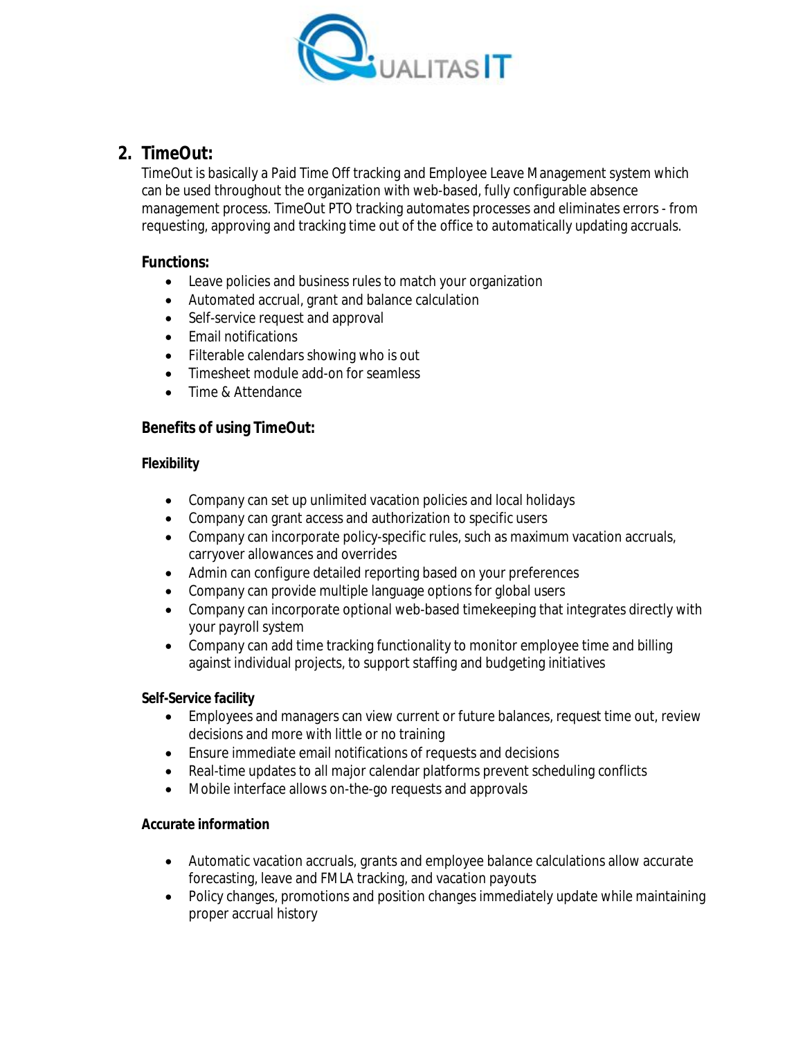## 2. TimeOut:

TimeOut is basically a Paid Time Off tracking and Employee Leave Management system which can be used throughout the organization with web-based, fully configurable absence management process. TimeOut PTO tracking automates processes and eliminates errors - from requesting, approving and tracking time out of the office to automatically updating accruals.

**Functions:**

- Leave policies and business rules to match your organization
- Automated accrual, grant and balance calculation
- Self-service request and approval
- Email notifications
- Filterable calendars showing who is out
- Timesheet module add-on for seamless
- Time & Attendance

**Benefits of using TimeOut:**

**Flexibility**

- Company can set up unlimited vacation policies and local holidays
- Company can grant access and authorization to specific users
- Company can incorporate policy-specific rules, such as maximum vacation accruals, carryover allowances and overrides
- Admin can configure detailed reporting based on your preferences
- Company can provide multiple language options for global users
- Company can incorporate optional web-based timekeeping that integrates directly with your payroll system
- Company can add time tracking functionality to monitor employee time and billing against individual projects, to support staffing and budgeting initiatives

**Self-Service facility**

- Employees and managers can view current or future balances, request time out, review decisions and more with little or no training
- Ensure immediate email notifications of requests and decisions
- Real-time updates to all major calendar platforms prevent scheduling conflicts
- Mobile interface allows on-the-go requests and approvals

**Accurate information**

- Automatic vacation accruals, grants and employee balance calculations allow accurate forecasting, leave and FMLA tracking, and vacation payouts
- Policy changes, promotions and position changes immediately update while maintaining proper accrual history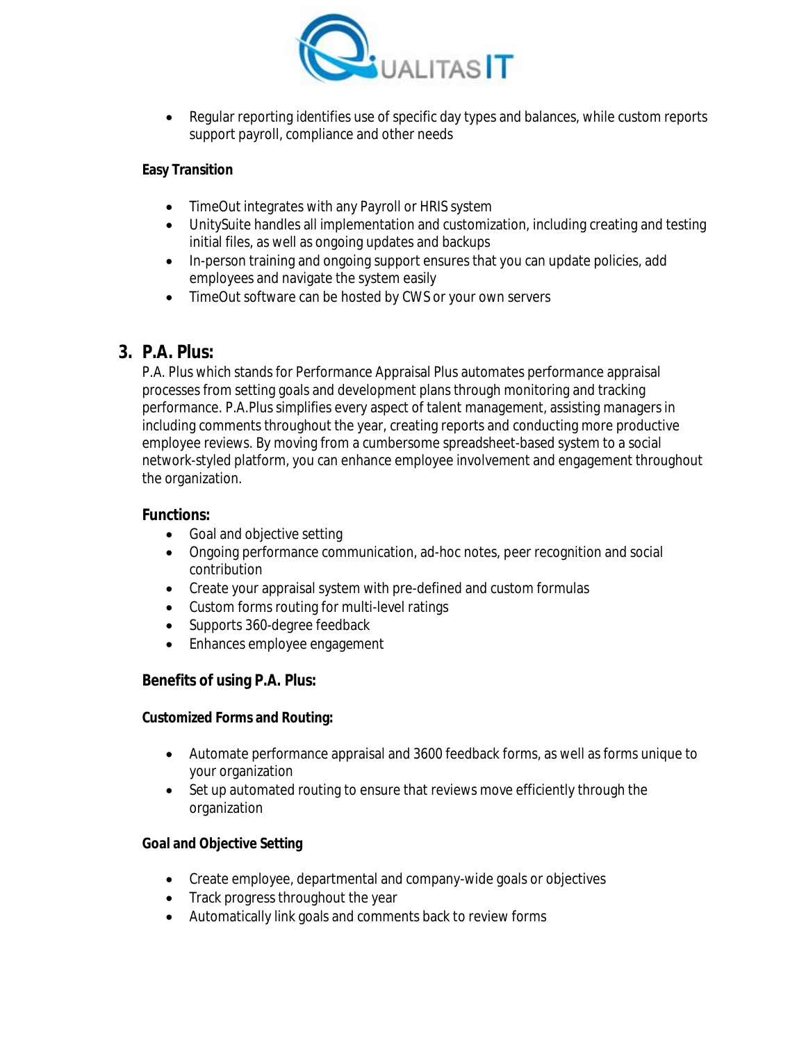- Regular reporting identifies use of specific day types and balances, while custom reports support payroll, compliance and other needs

**Easy Transition**

- TimeOut integrates with any Payroll or HRIS system
- UnitySuite handles all implementation and customization, including creating and testing initial files, as well as ongoing updates and backups
- In-person training and ongoing support ensures that you can update policies, add employees and navigate the system easily
- TimeOut software can be hosted by CWS or your own servers

## 3. P.A. Plus:

P.A. Plus which stands for Performance Appraisal Plus automates performance appraisal processes from setting goals and development plans through monitoring and tracking performance. P.A.Plus simplifies every aspect of talent management, assisting managers in including comments throughout the year, creating reports and conducting more productive employee reviews. By moving from a cumbersome spreadsheet-based system to a social network-styled platform, you can enhance employee involvement and engagement throughout the organization.

**Functions:**

- Goal and objective setting
- Ongoing performance communication, ad-hoc notes, peer recognition and social contribution
- Create your appraisal system with pre-defined and custom formulas
- Custom forms routing for multi-level ratings
- Supports 360-degree feedback
- Enhances employee engagement

**Benefits of using P.A. Plus:**

**Customized Forms and Routing:**

- Automate performance appraisal and 3600 feedback forms, as well as forms unique to your organization
- Set up automated routing to ensure that reviews move efficiently through the organization

**Goal and Objective Setting**

- Create employee, departmental and company-wide goals or objectives
- Track progress throughout the year
- Automatically link goals and comments back to review forms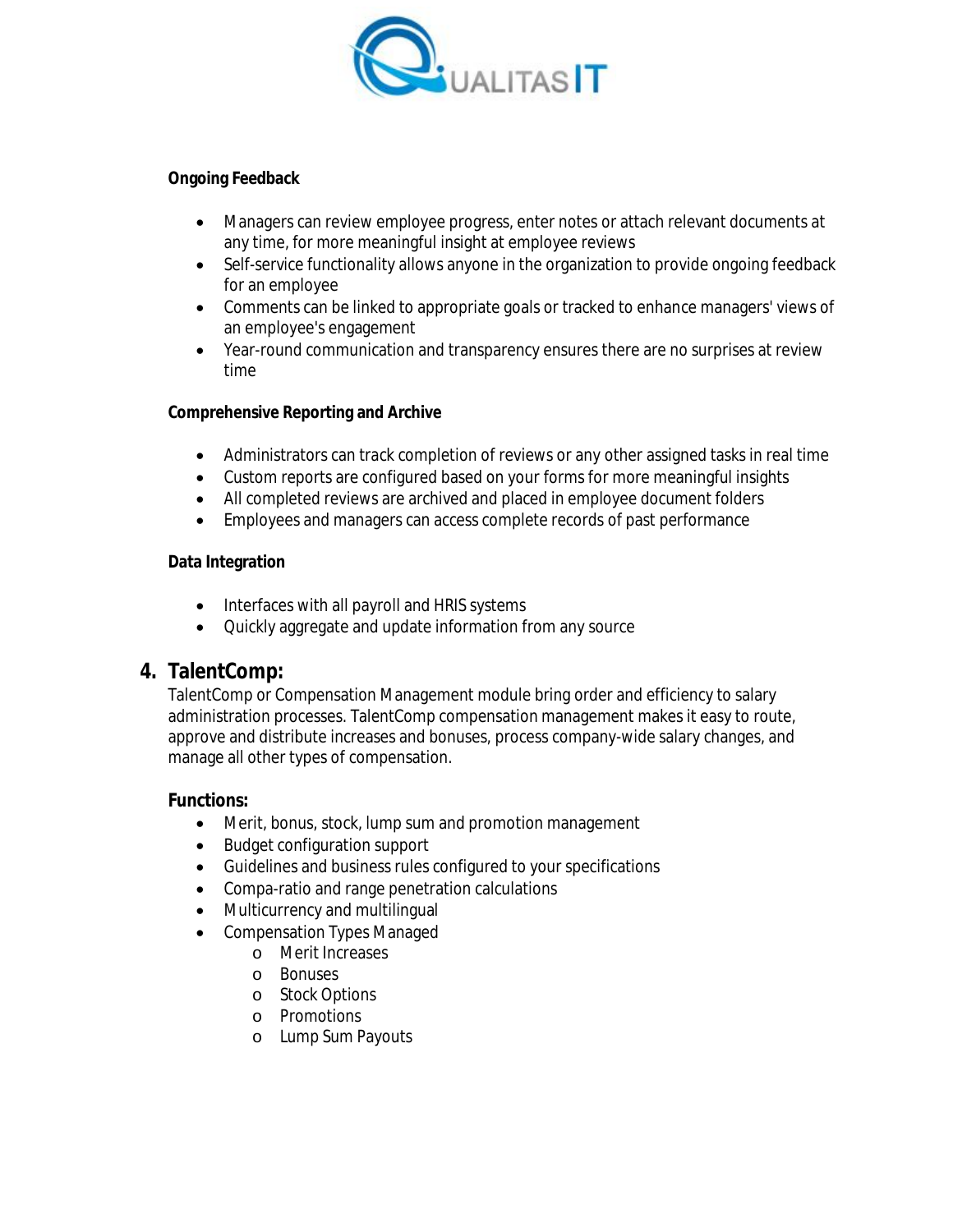**Ongoing Feedback**

- Managers can review employee progress, enter notes or attach relevant documents at any time, for more meaningful insight at employee reviews
- Self-service functionality allows anyone in the organization to provide ongoing feedback for an employee
- Comments can be linked to appropriate goals or tracked to enhance managers' views of an employee's engagement
- Year-round communication and transparency ensures there are no surprises at review time

**Comprehensive Reporting and Archive**

- Administrators can track completion of reviews or any other assigned tasks in real time
- Custom reports are configured based on your forms for more meaningful insights
- All completed reviews are archived and placed in employee document folders
- Employees and managers can access complete records of past performance

**Data Integration**

- Interfaces with all payroll and HRIS systems
- Quickly aggregate and update information from any source

## 4. TalentComp:

TalentComp or Compensation Management module bring order and efficiency to salary administration processes. TalentComp compensation management makes it easy to route, approve and distribute increases and bonuses, process company-wide salary changes, and manage all other types of compensation.

**Functions:**

- Merit, bonus, stock, lump sum and promotion management
- Budget configuration support
- Guidelines and business rules configured to your specifications
- Compa-ratio and range penetration calculations
- Multicurrency and multilingual
- Compensation Types Managed
  - Merit Increases
  - Bonuses
  - Stock Options
  - Promotions
  - Lump Sum Payouts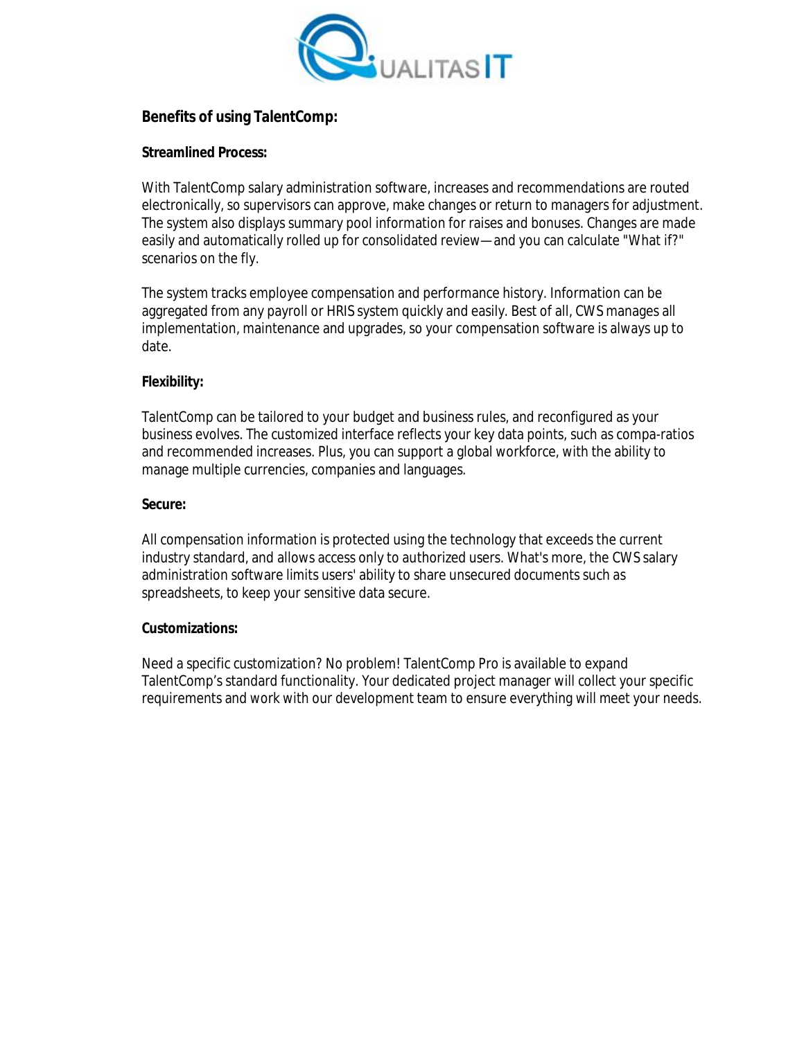**Benefits of using TalentComp:**

**Streamlined Process:**

With TalentComp salary administration software, increases and recommendations are routed electronically, so supervisors can approve, make changes or return to managers for adjustment. The system also displays summary pool information for raises and bonuses. Changes are made easily and automatically rolled up for consolidated review—and you can calculate "What if?" scenarios on the fly.

The system tracks employee compensation and performance history. Information can be aggregated from any payroll or HRIS system quickly and easily. Best of all, CWS manages all implementation, maintenance and upgrades, so your compensation software is always up to date.

**Flexibility:**

TalentComp can be tailored to your budget and business rules, and reconfigured as your business evolves. The customized interface reflects your key data points, such as compa-ratios and recommended increases. Plus, you can support a global workforce, with the ability to manage multiple currencies, companies and languages.

**Secure:**

All compensation information is protected using the technology that exceeds the current industry standard, and allows access only to authorized users. What's more, the CWS salary administration software limits users' ability to share unsecured documents such as spreadsheets, to keep your sensitive data secure.

**Customizations:**

Need a specific customization? No problem! TalentComp Pro is available to expand TalentComp's standard functionality. Your dedicated project manager will collect your specific requirements and work with our development team to ensure everything will meet your needs.